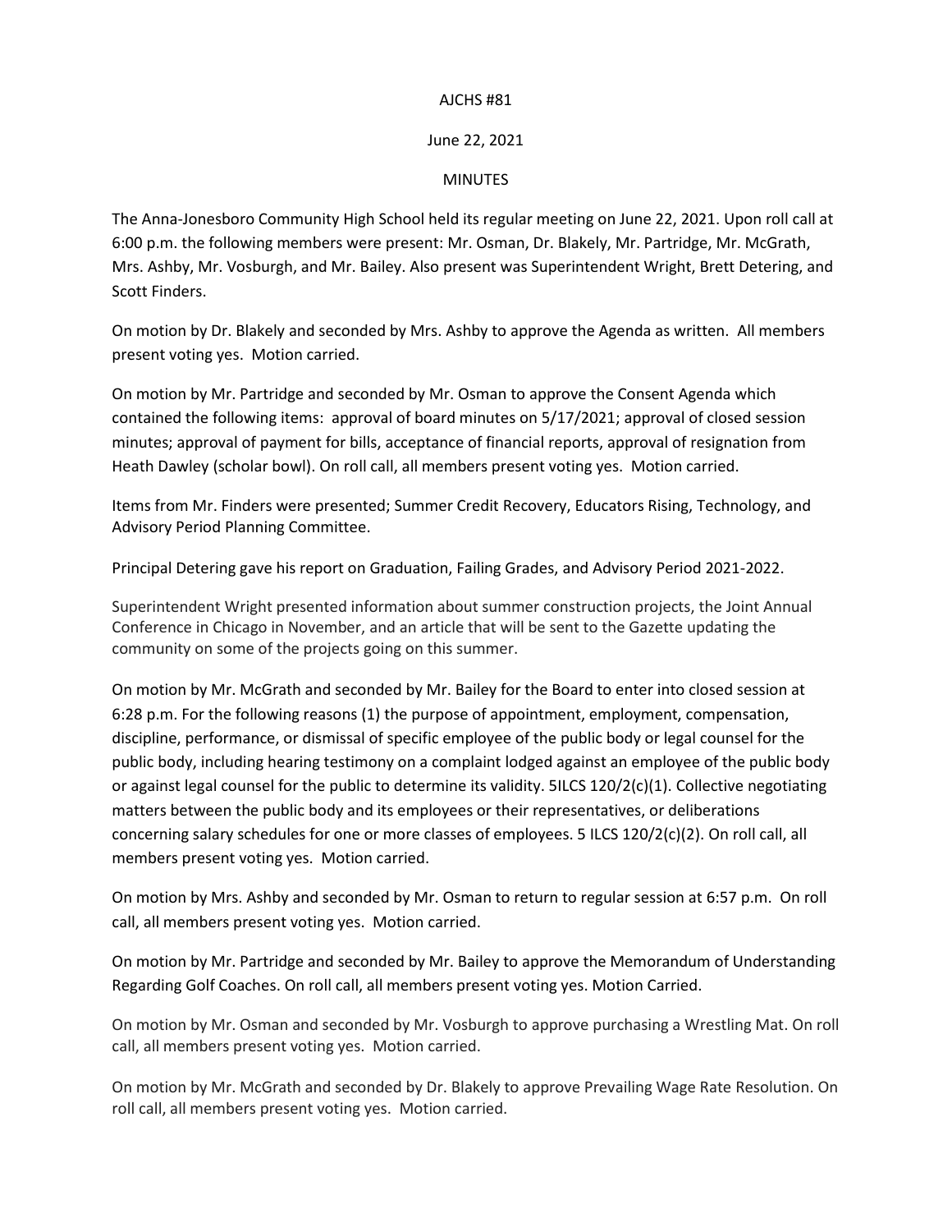AJCHS #81

June 22, 2021

MINUTES

The Anna-Jonesboro Community High School held its regular meeting on June 22, 2021. Upon roll call at 6:00 p.m. the following members were present: Mr. Osman, Dr. Blakely, Mr. Partridge, Mr. McGrath, Mrs. Ashby, Mr. Vosburgh, and Mr. Bailey. Also present was Superintendent Wright, Brett Detering, and Scott Finders.

On motion by Dr. Blakely and seconded by Mrs. Ashby to approve the Agenda as written. All members present voting yes. Motion carried.

On motion by Mr. Partridge and seconded by Mr. Osman to approve the Consent Agenda which contained the following items: approval of board minutes on 5/17/2021; approval of closed session minutes; approval of payment for bills, acceptance of financial reports, approval of resignation from Heath Dawley (scholar bowl). On roll call, all members present voting yes. Motion carried.

Items from Mr. Finders were presented; Summer Credit Recovery, Educators Rising, Technology, and Advisory Period Planning Committee.

Principal Detering gave his report on Graduation, Failing Grades, and Advisory Period 2021-2022.

Superintendent Wright presented information about summer construction projects, the Joint Annual Conference in Chicago in November, and an article that will be sent to the Gazette updating the community on some of the projects going on this summer.

On motion by Mr. McGrath and seconded by Mr. Bailey for the Board to enter into closed session at 6:28 p.m. For the following reasons (1) the purpose of appointment, employment, compensation, discipline, performance, or dismissal of specific employee of the public body or legal counsel for the public body, including hearing testimony on a complaint lodged against an employee of the public body or against legal counsel for the public to determine its validity. 5ILCS 120/2(c)(1). Collective negotiating matters between the public body and its employees or their representatives, or deliberations concerning salary schedules for one or more classes of employees. 5 ILCS 120/2(c)(2). On roll call, all members present voting yes. Motion carried.

On motion by Mrs. Ashby and seconded by Mr. Osman to return to regular session at 6:57 p.m. On roll call, all members present voting yes. Motion carried.

On motion by Mr. Partridge and seconded by Mr. Bailey to approve the Memorandum of Understanding Regarding Golf Coaches. On roll call, all members present voting yes. Motion Carried.

On motion by Mr. Osman and seconded by Mr. Vosburgh to approve purchasing a Wrestling Mat. On roll call, all members present voting yes. Motion carried.

On motion by Mr. McGrath and seconded by Dr. Blakely to approve Prevailing Wage Rate Resolution. On roll call, all members present voting yes. Motion carried.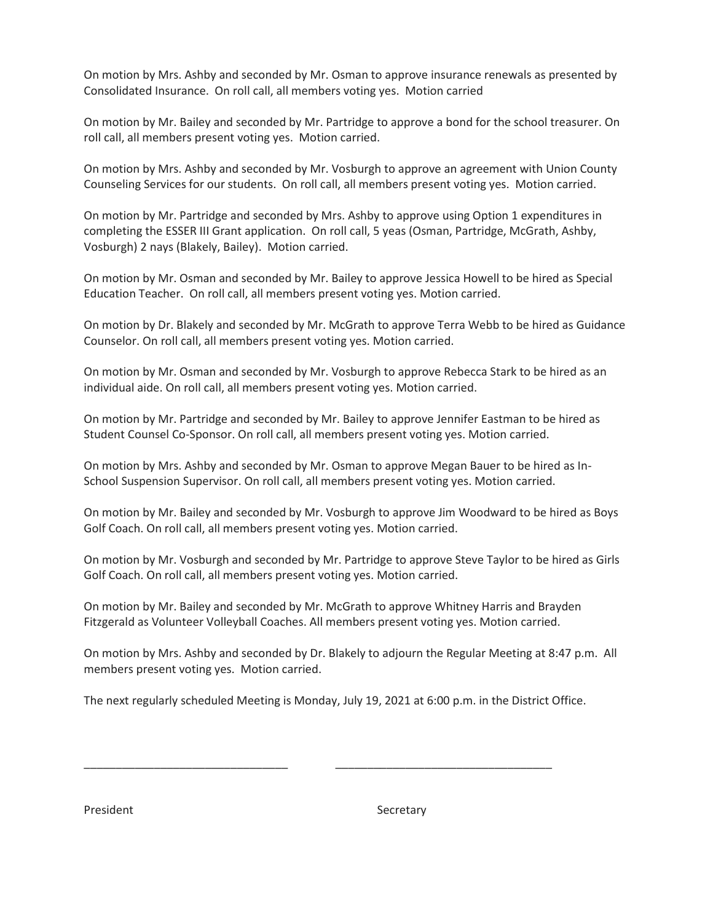On motion by Mrs. Ashby and seconded by Mr. Osman to approve insurance renewals as presented by Consolidated Insurance. On roll call, all members voting yes. Motion carried

On motion by Mr. Bailey and seconded by Mr. Partridge to approve a bond for the school treasurer. On roll call, all members present voting yes. Motion carried.

On motion by Mrs. Ashby and seconded by Mr. Vosburgh to approve an agreement with Union County Counseling Services for our students. On roll call, all members present voting yes. Motion carried.

On motion by Mr. Partridge and seconded by Mrs. Ashby to approve using Option 1 expenditures in completing the ESSER III Grant application. On roll call, 5 yeas (Osman, Partridge, McGrath, Ashby, Vosburgh) 2 nays (Blakely, Bailey). Motion carried.

On motion by Mr. Osman and seconded by Mr. Bailey to approve Jessica Howell to be hired as Special Education Teacher. On roll call, all members present voting yes. Motion carried.

On motion by Dr. Blakely and seconded by Mr. McGrath to approve Terra Webb to be hired as Guidance Counselor. On roll call, all members present voting yes. Motion carried.

On motion by Mr. Osman and seconded by Mr. Vosburgh to approve Rebecca Stark to be hired as an individual aide. On roll call, all members present voting yes. Motion carried.

On motion by Mr. Partridge and seconded by Mr. Bailey to approve Jennifer Eastman to be hired as Student Counsel Co-Sponsor. On roll call, all members present voting yes. Motion carried.

On motion by Mrs. Ashby and seconded by Mr. Osman to approve Megan Bauer to be hired as In-School Suspension Supervisor. On roll call, all members present voting yes. Motion carried.

On motion by Mr. Bailey and seconded by Mr. Vosburgh to approve Jim Woodward to be hired as Boys Golf Coach. On roll call, all members present voting yes. Motion carried.

On motion by Mr. Vosburgh and seconded by Mr. Partridge to approve Steve Taylor to be hired as Girls Golf Coach. On roll call, all members present voting yes. Motion carried.

On motion by Mr. Bailey and seconded by Mr. McGrath to approve Whitney Harris and Brayden Fitzgerald as Volunteer Volleyball Coaches. All members present voting yes. Motion carried.

On motion by Mrs. Ashby and seconded by Dr. Blakely to adjourn the Regular Meeting at 8:47 p.m. All members present voting yes. Motion carried.

The next regularly scheduled Meeting is Monday, July 19, 2021 at 6:00 p.m. in the District Office.

\_\_\_\_\_\_\_\_\_\_\_\_\_\_\_\_\_\_\_\_\_\_\_\_\_\_\_\_\_\_\_\_ \_\_\_\_\_\_\_\_\_\_\_\_\_\_\_\_\_\_\_\_\_\_\_\_\_\_\_\_\_\_\_\_\_\_

President Secretary